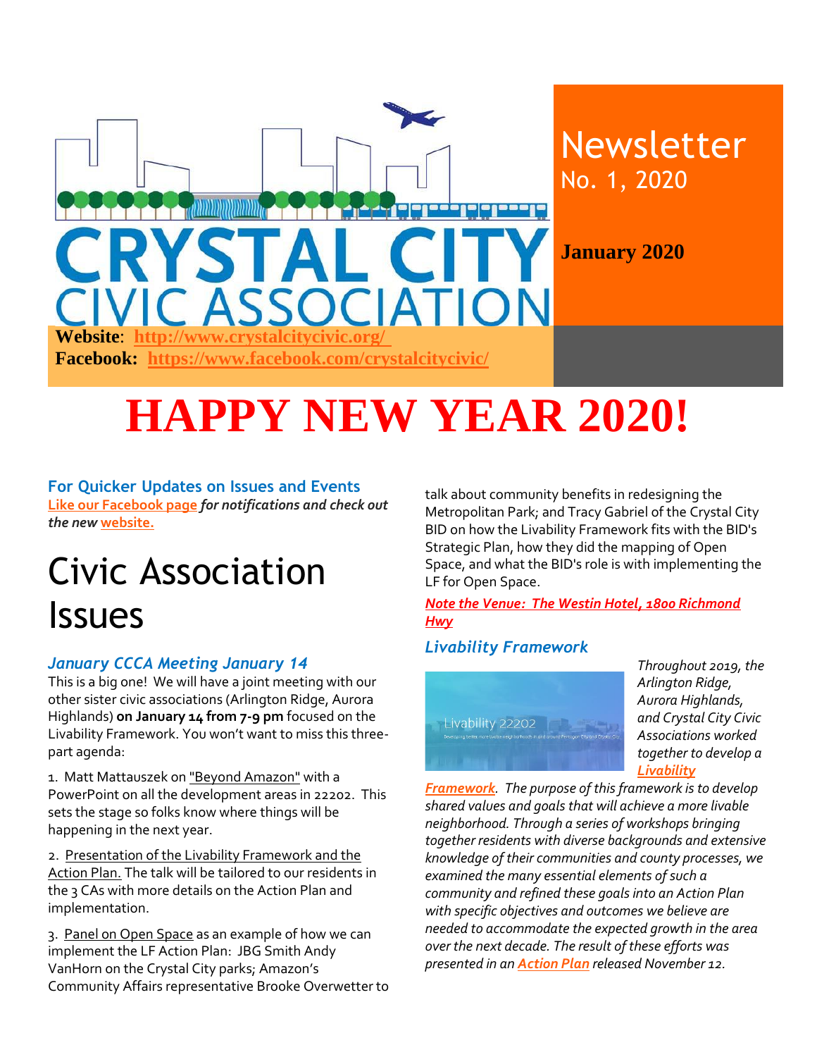# Crystal City Civic Association

## Newsletter
No. 1, 2020

**January 2020**

**Website**: **http://www.crystalcitycivic.org/**
**Facebook: https://www.facebook.com/crystalcitycivic/**

# HAPPY NEW YEAR 2020!

### For Quicker Updates on Issues and Events

**Like our Facebook page** ***for notifications and check out the new*** **website.**

# Civic Association Issues

### *January CCCA Meeting January 14*

This is a big one! We will have a joint meeting with our other sister civic associations (Arlington Ridge, Aurora Highlands) **on January 14 from 7-9 pm** focused on the Livability Framework. You won't want to miss this three-part agenda:

1. Matt Mattauszek on "Beyond Amazon" with a PowerPoint on all the development areas in 22202. This sets the stage so folks know where things will be happening in the next year.

2. Presentation of the Livability Framework and the Action Plan. The talk will be tailored to our residents in the 3 CAs with more details on the Action Plan and implementation.

3. Panel on Open Space as an example of how we can implement the LF Action Plan: JBG Smith Andy VanHorn on the Crystal City parks; Amazon's Community Affairs representative Brooke Overwetter to talk about community benefits in redesigning the Metropolitan Park; and Tracy Gabriel of the Crystal City BID on how the Livability Framework fits with the BID's Strategic Plan, how they did the mapping of Open Space, and what the BID's role is with implementing the LF for Open Space.

***Note the Venue: The Westin Hotel, 1800 Richmond Hwy***

### *Livability Framework*

*Throughout 2019, the Arlington Ridge, Aurora Highlands, and Crystal City Civic Associations worked together to develop a* ***Livability Framework****. The purpose of this framework is to develop shared values and goals that will achieve a more livable neighborhood. Through a series of workshops bringing together residents with diverse backgrounds and extensive knowledge of their communities and county processes, we examined the many essential elements of such a community and refined these goals into an Action Plan with specific objectives and outcomes we believe are needed to accommodate the expected growth in the area over the next decade. The result of these efforts was presented in an* ***Action Plan*** *released November 12.*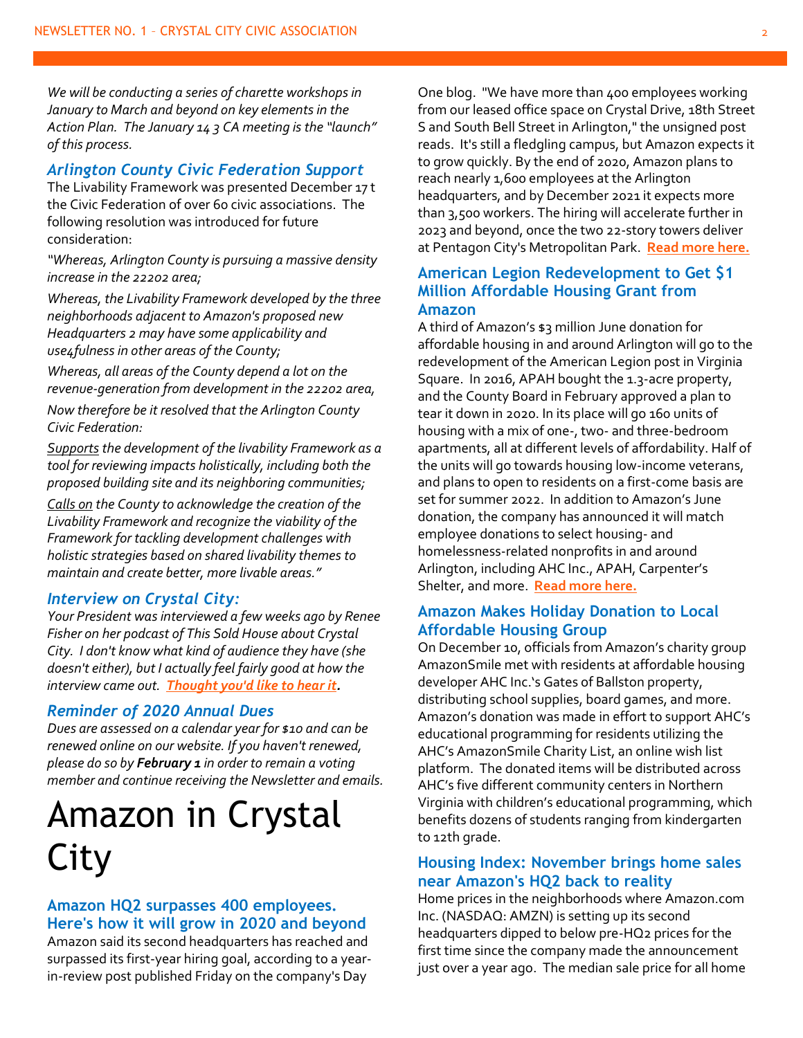*We will be conducting a series of charette workshops in January to March and beyond on key elements in the Action Plan. The January 14 3 CA meeting is the "launch" of this process.*

### *Arlington County Civic Federation Support*

The Livability Framework was presented December 17 t the Civic Federation of over 60 civic associations. The following resolution was introduced for future consideration:

*"Whereas, Arlington County is pursuing a massive density increase in the 22202 area;*

*Whereas, the Livability Framework developed by the three neighborhoods adjacent to Amazon's proposed new Headquarters 2 may have some applicability and use4fulness in other areas of the County;*

*Whereas, all areas of the County depend a lot on the revenue-generation from development in the 22202 area,*

*Now therefore be it resolved that the Arlington County Civic Federation:*

*Supports the development of the livability Framework as a tool for reviewing impacts holistically, including both the proposed building site and its neighboring communities;*

*Calls on the County to acknowledge the creation of the Livability Framework and recognize the viability of the Framework for tackling development challenges with holistic strategies based on shared livability themes to maintain and create better, more livable areas."*

### *Interview on Crystal City:*

*Your President was interviewed a few weeks ago by Renee Fisher on her podcast of This Sold House about Crystal City. I don't know what kind of audience they have (she doesn't either), but I actually feel fairly good at how the interview came out. **Thought you'd like to hear it**.*

### *Reminder of 2020 Annual Dues*

*Dues are assessed on a calendar year for $10 and can be renewed online on our website. If you haven't renewed, please do so by **February 1** in order to remain a voting member and continue receiving the Newsletter and emails.*

# Amazon in Crystal City

### Amazon HQ2 surpasses 400 employees. Here's how it will grow in 2020 and beyond

Amazon said its second headquarters has reached and surpassed its first-year hiring goal, according to a year-in-review post published Friday on the company's Day One blog. "We have more than 400 employees working from our leased office space on Crystal Drive, 18th Street S and South Bell Street in Arlington," the unsigned post reads. It's still a fledgling campus, but Amazon expects it to grow quickly. By the end of 2020, Amazon plans to reach nearly 1,600 employees at the Arlington headquarters, and by December 2021 it expects more than 3,500 workers. The hiring will accelerate further in 2023 and beyond, once the two 22-story towers deliver at Pentagon City's Metropolitan Park. **Read more here.**

### American Legion Redevelopment to Get $1 Million Affordable Housing Grant from Amazon

A third of Amazon's $3 million June donation for affordable housing in and around Arlington will go to the redevelopment of the American Legion post in Virginia Square. In 2016, APAH bought the 1.3-acre property, and the County Board in February approved a plan to tear it down in 2020. In its place will go 160 units of housing with a mix of one-, two- and three-bedroom apartments, all at different levels of affordability. Half of the units will go towards housing low-income veterans, and plans to open to residents on a first-come basis are set for summer 2022. In addition to Amazon's June donation, the company has announced it will match employee donations to select housing- and homelessness-related nonprofits in and around Arlington, including AHC Inc., APAH, Carpenter's Shelter, and more. **Read more here.**

### Amazon Makes Holiday Donation to Local Affordable Housing Group

On December 10, officials from Amazon's charity group AmazonSmile met with residents at affordable housing developer AHC Inc.'s Gates of Ballston property, distributing school supplies, board games, and more. Amazon's donation was made in effort to support AHC's educational programming for residents utilizing the AHC's AmazonSmile Charity List, an online wish list platform. The donated items will be distributed across AHC's five different community centers in Northern Virginia with children's educational programming, which benefits dozens of students ranging from kindergarten to 12th grade.

### Housing Index: November brings home sales near Amazon's HQ2 back to reality

Home prices in the neighborhoods where Amazon.com Inc. (NASDAQ: AMZN) is setting up its second headquarters dipped to below pre-HQ2 prices for the first time since the company made the announcement just over a year ago. The median sale price for all home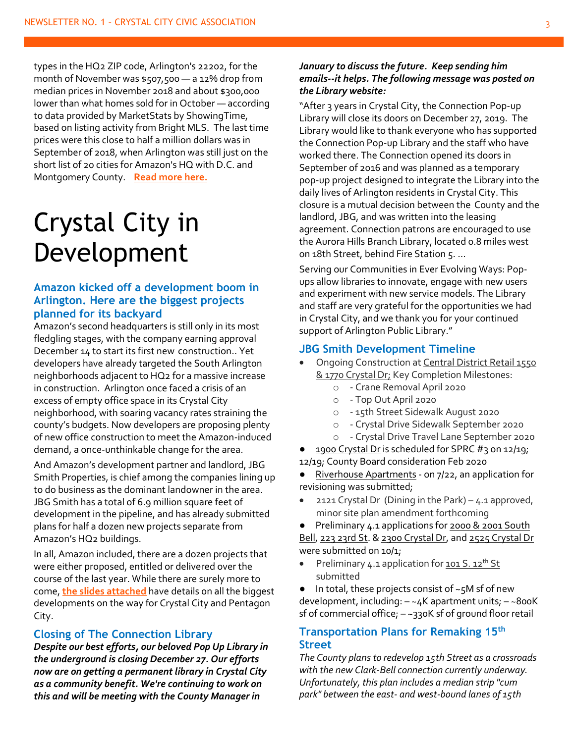types in the HQ2 ZIP code, Arlington's 22202, for the month of November was $507,500 — a 12% drop from median prices in November 2018 and about $300,000 lower than what homes sold for in October — according to data provided by MarketStats by ShowingTime, based on listing activity from Bright MLS. The last time prices were this close to half a million dollars was in September of 2018, when Arlington was still just on the short list of 20 cities for Amazon's HQ with D.C. and Montgomery County. **Read more here.**

# Crystal City in Development

### Amazon kicked off a development boom in Arlington. Here are the biggest projects planned for its backyard

Amazon's second headquarters is still only in its most fledgling stages, with the company earning approval December 14 to start its first new construction.. Yet developers have already targeted the South Arlington neighborhoods adjacent to HQ2 for a massive increase in construction. Arlington once faced a crisis of an excess of empty office space in its Crystal City neighborhood, with soaring vacancy rates straining the county's budgets. Now developers are proposing plenty of new office construction to meet the Amazon-induced demand, a once-unthinkable change for the area.

And Amazon's development partner and landlord, JBG Smith Properties, is chief among the companies lining up to do business as the dominant landowner in the area. JBG Smith has a total of 6.9 million square feet of development in the pipeline, and has already submitted plans for half a dozen new projects separate from Amazon's HQ2 buildings.

In all, Amazon included, there are a dozen projects that were either proposed, entitled or delivered over the course of the last year. While there are surely more to come, **the slides attached** have details on all the biggest developments on the way for Crystal City and Pentagon City.

### Closing of The Connection Library

***Despite our best efforts, our beloved Pop Up Library in the underground is closing December 27. Our efforts now are on getting a permanent library in Crystal City as a community benefit. We're continuing to work on this and will be meeting with the County Manager in January to discuss the future. Keep sending him emails--it helps. The following message was posted on the Library website:***

"After 3 years in Crystal City, the Connection Pop-up Library will close its doors on December 27, 2019. The Library would like to thank everyone who has supported the Connection Pop-up Library and the staff who have worked there. The Connection opened its doors in September of 2016 and was planned as a temporary pop-up project designed to integrate the Library into the daily lives of Arlington residents in Crystal City. This closure is a mutual decision between the County and the landlord, JBG, and was written into the leasing agreement. Connection patrons are encouraged to use the Aurora Hills Branch Library, located 0.8 miles west on 18th Street, behind Fire Station 5. ...

Serving our Communities in Ever Evolving Ways: Pop-ups allow libraries to innovate, engage with new users and experiment with new service models. The Library and staff are very grateful for the opportunities we had in Crystal City, and we thank you for your continued support of Arlington Public Library."

### JBG Smith Development Timeline

- Ongoing Construction at Central District Retail 1550 & 1770 Crystal Dr; Key Completion Milestones:
  - - Crane Removal April 2020
  - - Top Out April 2020
  - - 15th Street Sidewalk August 2020
  - - Crystal Drive Sidewalk September 2020
  - - Crystal Drive Travel Lane September 2020
- 1900 Crystal Dr is scheduled for SPRC #3 on 12/19; 12/19; County Board consideration Feb 2020
- Riverhouse Apartments - on 7/22, an application for revisioning was submitted;
- 2121 Crystal Dr (Dining in the Park) – 4.1 approved, minor site plan amendment forthcoming
- Preliminary 4.1 applications for 2000 & 2001 South Bell, 223 23rd St. & 2300 Crystal Dr, and 2525 Crystal Dr were submitted on 10/1;
- Preliminary 4.1 application for 101 S. 12th St submitted
- In total, these projects consist of ~5M sf of new development, including: – ~4K apartment units; – ~800K sf of commercial office; – ~330K sf of ground floor retail

### Transportation Plans for Remaking 15th Street

*The County plans to redevelop 15th Street as a crossroads with the new Clark-Bell connection currently underway. Unfortunately, this plan includes a median strip "cum park" between the east- and west-bound lanes of 15th*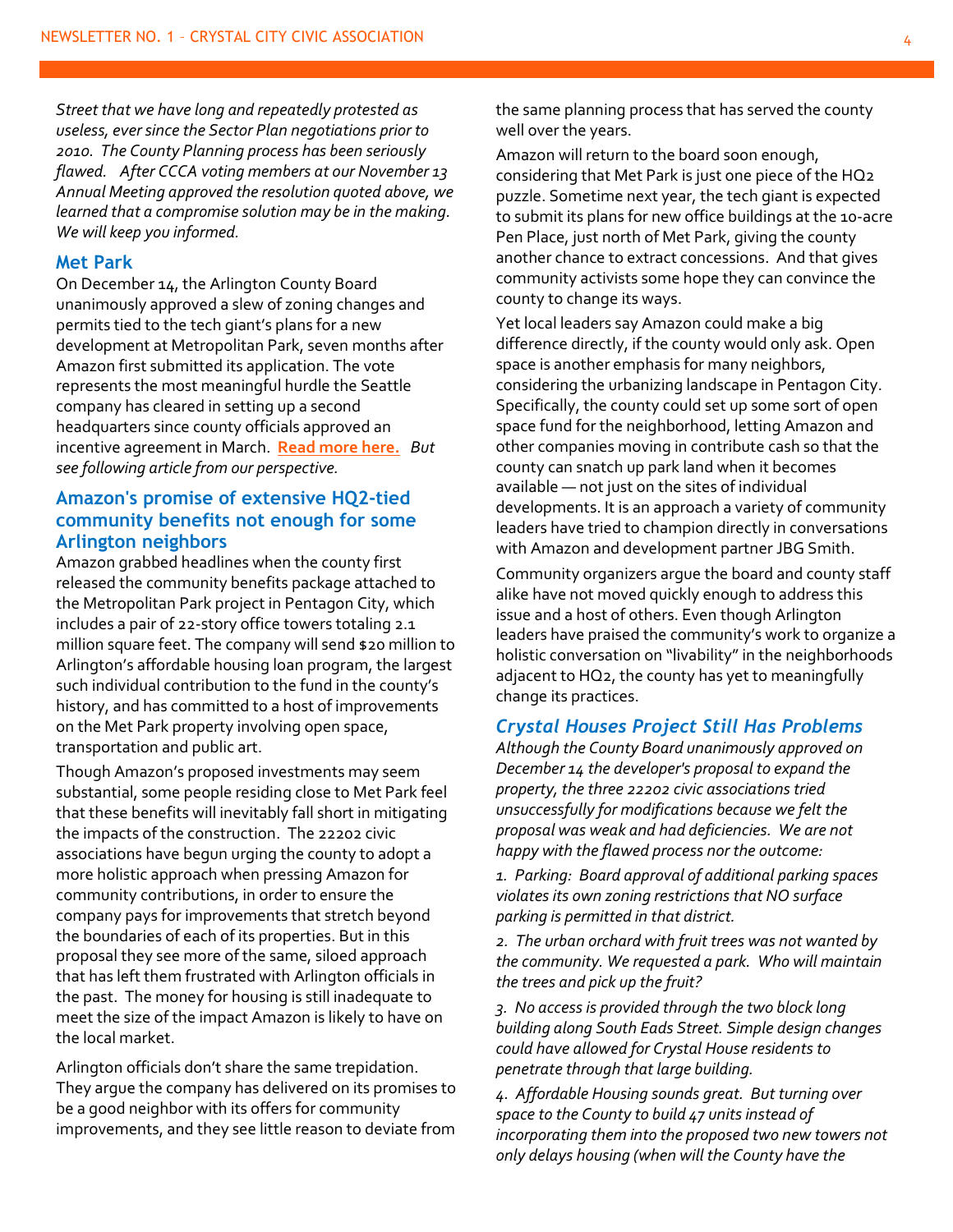*Street that we have long and repeatedly protested as useless, ever since the Sector Plan negotiations prior to 2010. The County Planning process has been seriously flawed. After CCCA voting members at our November 13 Annual Meeting approved the resolution quoted above, we learned that a compromise solution may be in the making. We will keep you informed.*

## Met Park

On December 14, the Arlington County Board unanimously approved a slew of zoning changes and permits tied to the tech giant's plans for a new development at Metropolitan Park, seven months after Amazon first submitted its application. The vote represents the most meaningful hurdle the Seattle company has cleared in setting up a second headquarters since county officials approved an incentive agreement in March. **Read more here.** *But see following article from our perspective.*

## Amazon's promise of extensive HQ2-tied community benefits not enough for some Arlington neighbors

Amazon grabbed headlines when the county first released the community benefits package attached to the Metropolitan Park project in Pentagon City, which includes a pair of 22-story office towers totaling 2.1 million square feet. The company will send $20 million to Arlington's affordable housing loan program, the largest such individual contribution to the fund in the county's history, and has committed to a host of improvements on the Met Park property involving open space, transportation and public art.

Though Amazon's proposed investments may seem substantial, some people residing close to Met Park feel that these benefits will inevitably fall short in mitigating the impacts of the construction. The 22202 civic associations have begun urging the county to adopt a more holistic approach when pressing Amazon for community contributions, in order to ensure the company pays for improvements that stretch beyond the boundaries of each of its properties. But in this proposal they see more of the same, siloed approach that has left them frustrated with Arlington officials in the past. The money for housing is still inadequate to meet the size of the impact Amazon is likely to have on the local market.

Arlington officials don't share the same trepidation. They argue the company has delivered on its promises to be a good neighbor with its offers for community improvements, and they see little reason to deviate from the same planning process that has served the county well over the years.

Amazon will return to the board soon enough, considering that Met Park is just one piece of the HQ2 puzzle. Sometime next year, the tech giant is expected to submit its plans for new office buildings at the 10-acre Pen Place, just north of Met Park, giving the county another chance to extract concessions. And that gives community activists some hope they can convince the county to change its ways.

Yet local leaders say Amazon could make a big difference directly, if the county would only ask. Open space is another emphasis for many neighbors, considering the urbanizing landscape in Pentagon City. Specifically, the county could set up some sort of open space fund for the neighborhood, letting Amazon and other companies moving in contribute cash so that the county can snatch up park land when it becomes available — not just on the sites of individual developments. It is an approach a variety of community leaders have tried to champion directly in conversations with Amazon and development partner JBG Smith.

Community organizers argue the board and county staff alike have not moved quickly enough to address this issue and a host of others. Even though Arlington leaders have praised the community's work to organize a holistic conversation on "livability" in the neighborhoods adjacent to HQ2, the county has yet to meaningfully change its practices.

## *Crystal Houses Project Still Has Problems*

*Although the County Board unanimously approved on December 14 the developer's proposal to expand the property, the three 22202 civic associations tried unsuccessfully for modifications because we felt the proposal was weak and had deficiencies. We are not happy with the flawed process nor the outcome:*

*1. Parking: Board approval of additional parking spaces violates its own zoning restrictions that NO surface parking is permitted in that district.*

*2. The urban orchard with fruit trees was not wanted by the community. We requested a park. Who will maintain the trees and pick up the fruit?*

*3. No access is provided through the two block long building along South Eads Street. Simple design changes could have allowed for Crystal House residents to penetrate through that large building.*

*4. Affordable Housing sounds great. But turning over space to the County to build 47 units instead of incorporating them into the proposed two new towers not only delays housing (when will the County have the*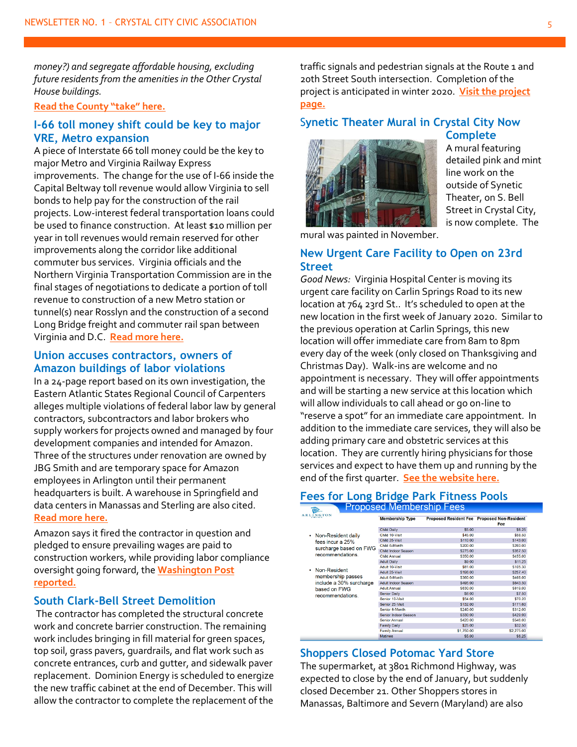*money?) and segregate affordable housing, excluding future residents from the amenities in the Other Crystal House buildings.*

**Read the County "take" here.**

## I-66 toll money shift could be key to major VRE, Metro expansion

A piece of Interstate 66 toll money could be the key to major Metro and Virginia Railway Express improvements. The change for the use of I-66 inside the Capital Beltway toll revenue would allow Virginia to sell bonds to help pay for the construction of the rail projects. Low-interest federal transportation loans could be used to finance construction. At least $10 million per year in toll revenues would remain reserved for other improvements along the corridor like additional commuter bus services. Virginia officials and the Northern Virginia Transportation Commission are in the final stages of negotiations to dedicate a portion of toll revenue to construction of a new Metro station or tunnel(s) near Rosslyn and the construction of a second Long Bridge freight and commuter rail span between Virginia and D.C. **Read more here.**

## Union accuses contractors, owners of Amazon buildings of labor violations

In a 24-page report based on its own investigation, the Eastern Atlantic States Regional Council of Carpenters alleges multiple violations of federal labor law by general contractors, subcontractors and labor brokers who supply workers for projects owned and managed by four development companies and intended for Amazon. Three of the structures under renovation are owned by JBG Smith and are temporary space for Amazon employees in Arlington until their permanent headquarters is built. A warehouse in Springfield and data centers in Manassas and Sterling are also cited. **Read more here.**

Amazon says it fired the contractor in question and pledged to ensure prevailing wages are paid to construction workers, while providing labor compliance oversight going forward, the **Washington Post reported.**

## South Clark-Bell Street Demolition

The contractor has completed the structural concrete work and concrete barrier construction. The remaining work includes bringing in fill material for green spaces, top soil, grass pavers, guardrails, and flat work such as concrete entrances, curb and gutter, and sidewalk paver replacement. Dominion Energy is scheduled to energize the new traffic cabinet at the end of December. This will allow the contractor to complete the replacement of the traffic signals and pedestrian signals at the Route 1 and 20th Street South intersection. Completion of the project is anticipated in winter 2020. **Visit the project page.**

## Synetic Theater Mural in Crystal City Now Complete

A mural featuring detailed pink and mint line work on the outside of Synetic Theater, on S. Bell Street in Crystal City, is now complete. The mural was painted in November.

## New Urgent Care Facility to Open on 23rd Street

*Good News:* Virginia Hospital Center is moving its urgent care facility on Carlin Springs Road to its new location at 764 23rd St.. It's scheduled to open at the new location in the first week of January 2020. Similar to the previous operation at Carlin Springs, this new location will offer immediate care from 8am to 8pm every day of the week (only closed on Thanksgiving and Christmas Day). Walk-ins are welcome and no appointment is necessary. They will offer appointments and will be starting a new service at this location which will allow individuals to call ahead or go on-line to "reserve a spot" for an immediate care appointment. In addition to the immediate care services, they will also be adding primary care and obstetric services at this location. They are currently hiring physicians for those services and expect to have them up and running by the end of the first quarter. **See the website here.**

## Fees for Long Bridge Park Fitness Pools

Proposed Membership Fees

- Non-Resident daily fees incur a 25% surcharge based on FWG recommendations.
- Non-Resident membership passes include a 30% surcharge based on FWG recommendations.

| Membership Type | Proposed Resident Fee | Proposed Non-Resident Fee |
|---|---|---|
| Child Daily | $5.00 | $6.25 |
| Child 10-Visit | $45.00 | $58.50 |
| Child 25-Visit | $110.00 | $143.00 |
| Child 6-Month | $200.00 | $260.00 |
| Child Indoor Season | $275.00 | $357.50 |
| Child Annual | $350.00 | $455.00 |
| Adult Daily | $9.00 | $11.25 |
| Adult 10-Visit | $81.00 | $105.30 |
| Adult 25-Visit | $198.00 | $257.40 |
| Adult 6-Month | $360.00 | $468.00 |
| Adult Indoor Season | $495.00 | $643.50 |
| Adult Annual | $630.00 | $819.00 |
| Senior Daily | $6.00 | $7.50 |
| Senior 10-Visit | $54.00 | $70.20 |
| Senior 25-Visit | $132.00 | $171.60 |
| Senior 6-Month | $240.00 | $312.00 |
| Senior Indoor Season | $330.00 | $429.00 |
| Senior Annual | $420.00 | $546.00 |
| Family Daily | $25.00 | $32.50 |
| Family Annual | $1,750.00 | $2,275.00 |
| Matinee | $5.00 | $6.25 |

## Shoppers Closed Potomac Yard Store

The supermarket, at 3801 Richmond Highway, was expected to close by the end of January, but suddenly closed December 21. Other Shoppers stores in Manassas, Baltimore and Severn (Maryland) are also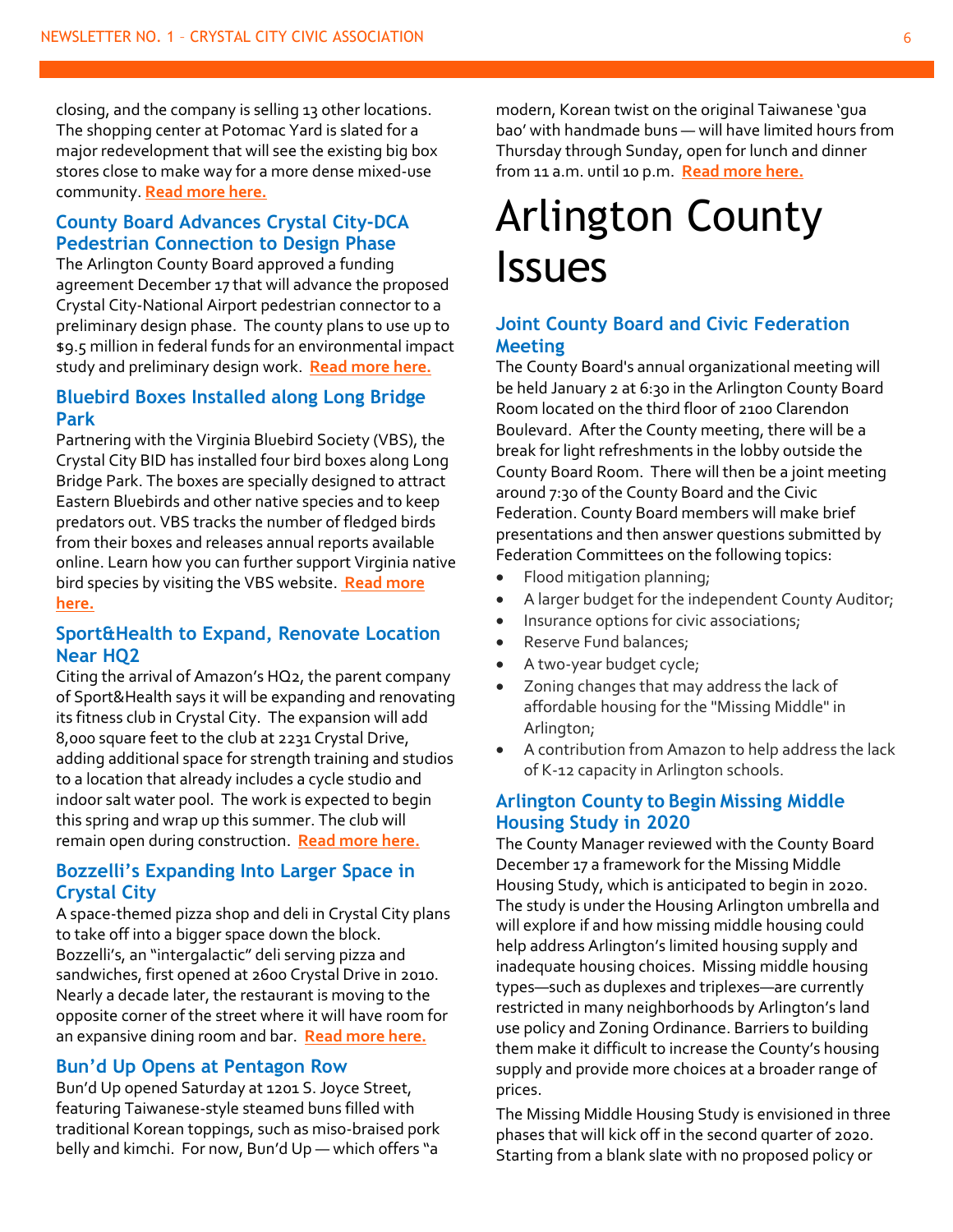closing, and the company is selling 13 other locations. The shopping center at Potomac Yard is slated for a major redevelopment that will see the existing big box stores close to make way for a more dense mixed-use community. **Read more here.**

### County Board Advances Crystal City-DCA Pedestrian Connection to Design Phase

The Arlington County Board approved a funding agreement December 17 that will advance the proposed Crystal City-National Airport pedestrian connector to a preliminary design phase. The county plans to use up to $9.5 million in federal funds for an environmental impact study and preliminary design work. **Read more here.**

### Bluebird Boxes Installed along Long Bridge Park

Partnering with the Virginia Bluebird Society (VBS), the Crystal City BID has installed four bird boxes along Long Bridge Park. The boxes are specially designed to attract Eastern Bluebirds and other native species and to keep predators out. VBS tracks the number of fledged birds from their boxes and releases annual reports available online. Learn how you can further support Virginia native bird species by visiting the VBS website. **Read more here.**

### Sport&Health to Expand, Renovate Location Near HQ2

Citing the arrival of Amazon's HQ2, the parent company of Sport&Health says it will be expanding and renovating its fitness club in Crystal City. The expansion will add 8,000 square feet to the club at 2231 Crystal Drive, adding additional space for strength training and studios to a location that already includes a cycle studio and indoor salt water pool. The work is expected to begin this spring and wrap up this summer. The club will remain open during construction. **Read more here.**

### Bozzelli's Expanding Into Larger Space in Crystal City

A space-themed pizza shop and deli in Crystal City plans to take off into a bigger space down the block. Bozzelli's, an "intergalactic" deli serving pizza and sandwiches, first opened at 2600 Crystal Drive in 2010. Nearly a decade later, the restaurant is moving to the opposite corner of the street where it will have room for an expansive dining room and bar. **Read more here.**

### Bun'd Up Opens at Pentagon Row

Bun'd Up opened Saturday at 1201 S. Joyce Street, featuring Taiwanese-style steamed buns filled with traditional Korean toppings, such as miso-braised pork belly and kimchi. For now, Bun'd Up — which offers "a modern, Korean twist on the original Taiwanese 'gua bao' with handmade buns — will have limited hours from Thursday through Sunday, open for lunch and dinner from 11 a.m. until 10 p.m. **Read more here.**

# Arlington County Issues

### Joint County Board and Civic Federation Meeting

The County Board's annual organizational meeting will be held January 2 at 6:30 in the Arlington County Board Room located on the third floor of 2100 Clarendon Boulevard. After the County meeting, there will be a break for light refreshments in the lobby outside the County Board Room. There will then be a joint meeting around 7:30 of the County Board and the Civic Federation. County Board members will make brief presentations and then answer questions submitted by Federation Committees on the following topics:

- Flood mitigation planning;
- A larger budget for the independent County Auditor;
- Insurance options for civic associations;
- Reserve Fund balances;
- A two-year budget cycle;
- Zoning changes that may address the lack of affordable housing for the "Missing Middle" in Arlington;
- A contribution from Amazon to help address the lack of K-12 capacity in Arlington schools.

### Arlington County to Begin Missing Middle Housing Study in 2020

The County Manager reviewed with the County Board December 17 a framework for the Missing Middle Housing Study, which is anticipated to begin in 2020. The study is under the Housing Arlington umbrella and will explore if and how missing middle housing could help address Arlington's limited housing supply and inadequate housing choices. Missing middle housing types—such as duplexes and triplexes—are currently restricted in many neighborhoods by Arlington's land use policy and Zoning Ordinance. Barriers to building them make it difficult to increase the County's housing supply and provide more choices at a broader range of prices.

The Missing Middle Housing Study is envisioned in three phases that will kick off in the second quarter of 2020. Starting from a blank slate with no proposed policy or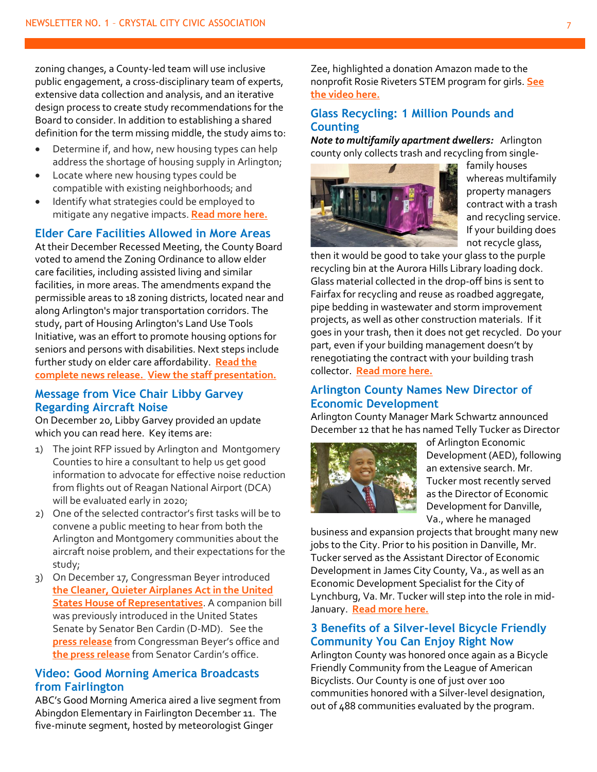zoning changes, a County-led team will use inclusive public engagement, a cross-disciplinary team of experts, extensive data collection and analysis, and an iterative design process to create study recommendations for the Board to consider. In addition to establishing a shared definition for the term missing middle, the study aims to:

- Determine if, and how, new housing types can help address the shortage of housing supply in Arlington;
- Locate where new housing types could be compatible with existing neighborhoods; and
- Identify what strategies could be employed to mitigate any negative impacts. **Read more here.**

## Elder Care Facilities Allowed in More Areas

At their December Recessed Meeting, the County Board voted to amend the Zoning Ordinance to allow elder care facilities, including assisted living and similar facilities, in more areas. The amendments expand the permissible areas to 18 zoning districts, located near and along Arlington's major transportation corridors. The study, part of Housing Arlington's Land Use Tools Initiative, was an effort to promote housing options for seniors and persons with disabilities. Next steps include further study on elder care affordability. **Read the complete news release. View the staff presentation.**

## Message from Vice Chair Libby Garvey Regarding Aircraft Noise

On December 20, Libby Garvey provided an update which you can read here. Key items are:

1) The joint RFP issued by Arlington and Montgomery Counties to hire a consultant to help us get good information to advocate for effective noise reduction from flights out of Reagan National Airport (DCA) will be evaluated early in 2020;
2) One of the selected contractor's first tasks will be to convene a public meeting to hear from both the Arlington and Montgomery communities about the aircraft noise problem, and their expectations for the study;
3) On December 17, Congressman Beyer introduced **the Cleaner, Quieter Airplanes Act in the United States House of Representatives**. A companion bill was previously introduced in the United States Senate by Senator Ben Cardin (D-MD). See the **press release** from Congressman Beyer's office and **the press release** from Senator Cardin's office.

## Video: Good Morning America Broadcasts from Fairlington

ABC's Good Morning America aired a live segment from Abingdon Elementary in Fairlington December 11. The five-minute segment, hosted by meteorologist Ginger Zee, highlighted a donation Amazon made to the nonprofit Rosie Riveters STEM program for girls. **See the video here.**

## Glass Recycling: 1 Million Pounds and Counting

***Note to multifamily apartment dwellers:*** Arlington county only collects trash and recycling from single-family houses whereas multifamily property managers contract with a trash and recycling service. If your building does not recycle glass, then it would be good to take your glass to the purple recycling bin at the Aurora Hills Library loading dock. Glass material collected in the drop-off bins is sent to Fairfax for recycling and reuse as roadbed aggregate, pipe bedding in wastewater and storm improvement projects, as well as other construction materials. If it goes in your trash, then it does not get recycled. Do your part, even if your building management doesn't by renegotiating the contract with your building trash collector. **Read more here.**

## Arlington County Names New Director of Economic Development

Arlington County Manager Mark Schwartz announced December 12 that he has named Telly Tucker as Director of Arlington Economic Development (AED), following an extensive search. Mr. Tucker most recently served as the Director of Economic Development for Danville, Va., where he managed business and expansion projects that brought many new jobs to the City. Prior to his position in Danville, Mr. Tucker served as the Assistant Director of Economic Development in James City County, Va., as well as an Economic Development Specialist for the City of Lynchburg, Va. Mr. Tucker will step into the role in mid-January. **Read more here.**

## 3 Benefits of a Silver-level Bicycle Friendly Community You Can Enjoy Right Now

Arlington County was honored once again as a Bicycle Friendly Community from the League of American Bicyclists. Our County is one of just over 100 communities honored with a Silver-level designation, out of 488 communities evaluated by the program.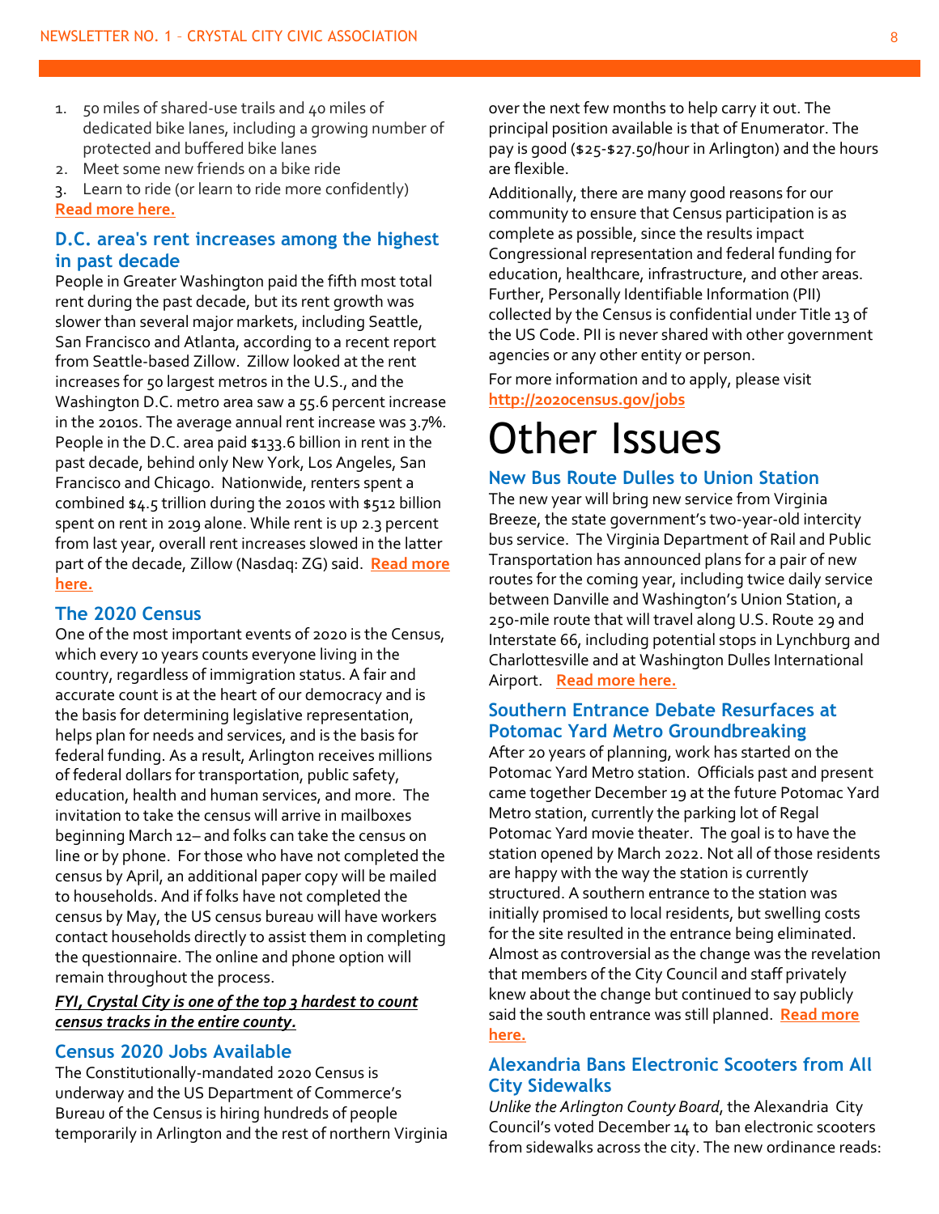1. 50 miles of shared-use trails and 40 miles of dedicated bike lanes, including a growing number of protected and buffered bike lanes
2. Meet some new friends on a bike ride
3. Learn to ride (or learn to ride more confidently)

**Read more here.**

### D.C. area's rent increases among the highest in past decade

People in Greater Washington paid the fifth most total rent during the past decade, but its rent growth was slower than several major markets, including Seattle, San Francisco and Atlanta, according to a recent report from Seattle-based Zillow. Zillow looked at the rent increases for 50 largest metros in the U.S., and the Washington D.C. metro area saw a 55.6 percent increase in the 2010s. The average annual rent increase was 3.7%. People in the D.C. area paid $133.6 billion in rent in the past decade, behind only New York, Los Angeles, San Francisco and Chicago. Nationwide, renters spent a combined $4.5 trillion during the 2010s with $512 billion spent on rent in 2019 alone. While rent is up 2.3 percent from last year, overall rent increases slowed in the latter part of the decade, Zillow (Nasdaq: ZG) said. **Read more here.**

### The 2020 Census

One of the most important events of 2020 is the Census, which every 10 years counts everyone living in the country, regardless of immigration status. A fair and accurate count is at the heart of our democracy and is the basis for determining legislative representation, helps plan for needs and services, and is the basis for federal funding. As a result, Arlington receives millions of federal dollars for transportation, public safety, education, health and human services, and more. The invitation to take the census will arrive in mailboxes beginning March 12– and folks can take the census on line or by phone. For those who have not completed the census by April, an additional paper copy will be mailed to households. And if folks have not completed the census by May, the US census bureau will have workers contact households directly to assist them in completing the questionnaire. The online and phone option will remain throughout the process.

***FYI, Crystal City is one of the top 3 hardest to count census tracks in the entire county.***

### Census 2020 Jobs Available

The Constitutionally-mandated 2020 Census is underway and the US Department of Commerce's Bureau of the Census is hiring hundreds of people temporarily in Arlington and the rest of northern Virginia over the next few months to help carry it out. The principal position available is that of Enumerator. The pay is good ($25-$27.50/hour in Arlington) and the hours are flexible.

Additionally, there are many good reasons for our community to ensure that Census participation is as complete as possible, since the results impact Congressional representation and federal funding for education, healthcare, infrastructure, and other areas. Further, Personally Identifiable Information (PII) collected by the Census is confidential under Title 13 of the US Code. PII is never shared with other government agencies or any other entity or person.

For more information and to apply, please visit **http://2020census.gov/jobs**

# Other Issues

### New Bus Route Dulles to Union Station

The new year will bring new service from Virginia Breeze, the state government's two-year-old intercity bus service. The Virginia Department of Rail and Public Transportation has announced plans for a pair of new routes for the coming year, including twice daily service between Danville and Washington's Union Station, a 250-mile route that will travel along U.S. Route 29 and Interstate 66, including potential stops in Lynchburg and Charlottesville and at Washington Dulles International Airport. **Read more here.**

### Southern Entrance Debate Resurfaces at Potomac Yard Metro Groundbreaking

After 20 years of planning, work has started on the Potomac Yard Metro station. Officials past and present came together December 19 at the future Potomac Yard Metro station, currently the parking lot of Regal Potomac Yard movie theater. The goal is to have the station opened by March 2022. Not all of those residents are happy with the way the station is currently structured. A southern entrance to the station was initially promised to local residents, but swelling costs for the site resulted in the entrance being eliminated. Almost as controversial as the change was the revelation that members of the City Council and staff privately knew about the change but continued to say publicly said the south entrance was still planned. **Read more here.**

### Alexandria Bans Electronic Scooters from All City Sidewalks

*Unlike the Arlington County Board*, the Alexandria City Council's voted December 14 to ban electronic scooters from sidewalks across the city. The new ordinance reads: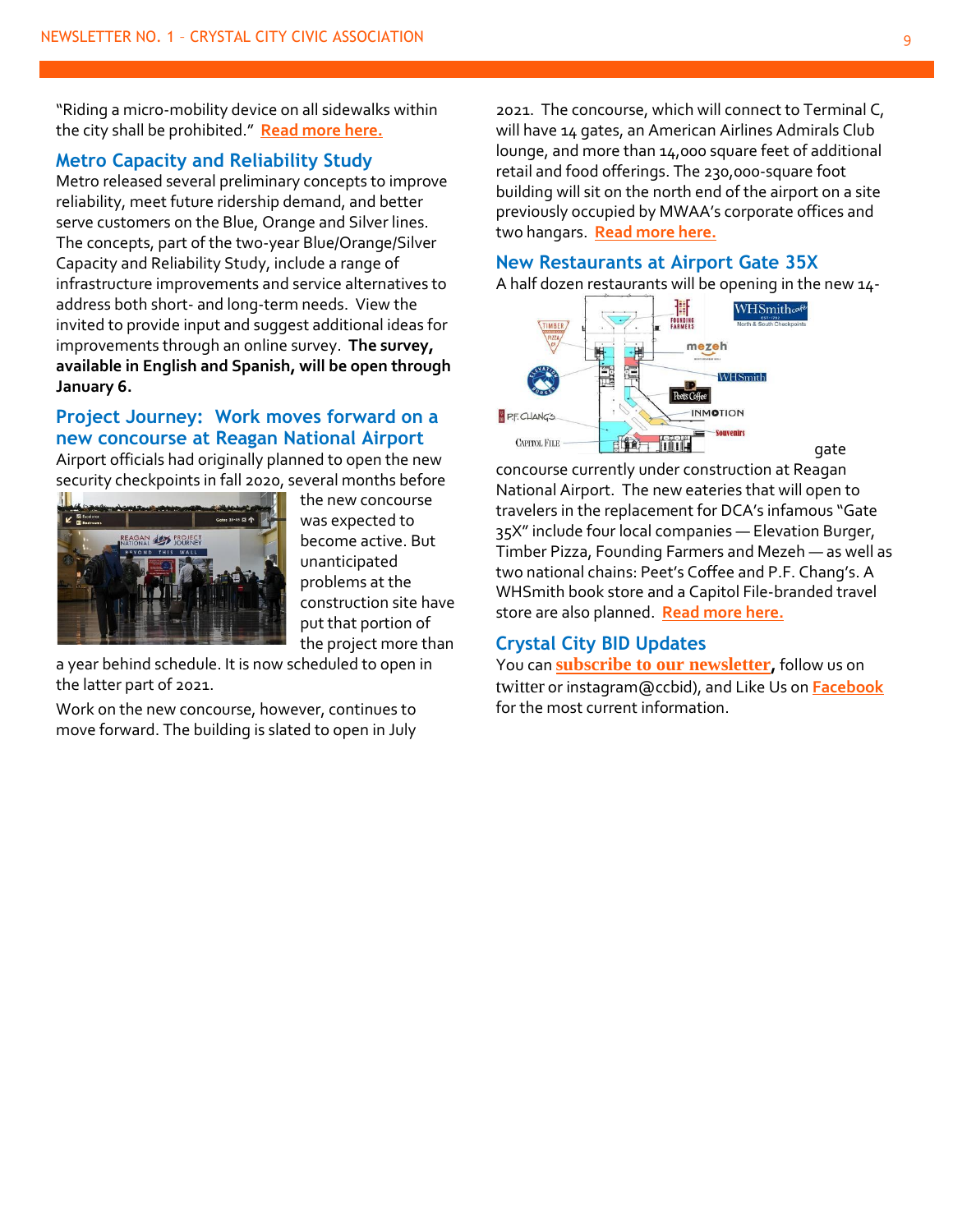"Riding a micro-mobility device on all sidewalks within the city shall be prohibited." **Read more here.**

## Metro Capacity and Reliability Study

Metro released several preliminary concepts to improve reliability, meet future ridership demand, and better serve customers on the Blue, Orange and Silver lines. The concepts, part of the two-year Blue/Orange/Silver Capacity and Reliability Study, include a range of infrastructure improvements and service alternatives to address both short- and long-term needs. View the invited to provide input and suggest additional ideas for improvements through an online survey. **The survey, available in English and Spanish, will be open through January 6.**

## Project Journey: Work moves forward on a new concourse at Reagan National Airport

Airport officials had originally planned to open the new security checkpoints in fall 2020, several months before the new concourse was expected to become active. But unanticipated problems at the construction site have put that portion of the project more than a year behind schedule. It is now scheduled to open in the latter part of 2021.

Work on the new concourse, however, continues to move forward. The building is slated to open in July 2021. The concourse, which will connect to Terminal C, will have 14 gates, an American Airlines Admirals Club lounge, and more than 14,000 square feet of additional retail and food offerings. The 230,000-square foot building will sit on the north end of the airport on a site previously occupied by MWAA's corporate offices and two hangars. **Read more here.**

## New Restaurants at Airport Gate 35X

A half dozen restaurants will be opening in the new 14-gate concourse currently under construction at Reagan National Airport. The new eateries that will open to travelers in the replacement for DCA's infamous "Gate 35X" include four local companies — Elevation Burger, Timber Pizza, Founding Farmers and Mezeh — as well as two national chains: Peet's Coffee and P.F. Chang's. A WHSmith book store and a Capitol File-branded travel store are also planned. **Read more here.**

## Crystal City BID Updates

You can **subscribe to our newsletter**, follow us on twitter or instagram@ccbid), and Like Us on **Facebook** for the most current information.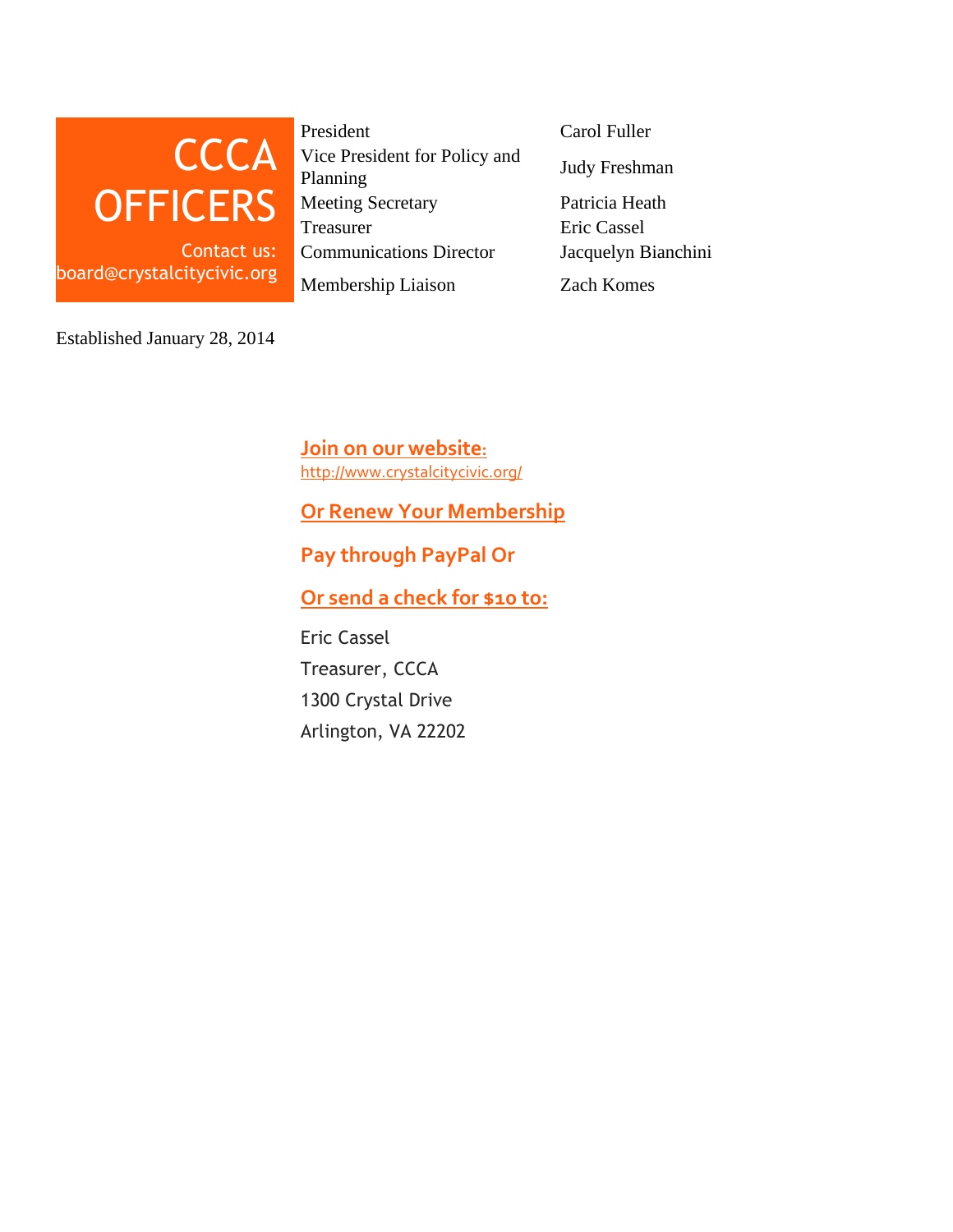# CCCA OFFICERS

Contact us:
board@crystalcitycivic.org

| | |
|---|---|
| President | Carol Fuller |
| Vice President for Policy and Planning | Judy Freshman |
| Meeting Secretary | Patricia Heath |
| Treasurer | Eric Cassel |
| Communications Director | Jacquelyn Bianchini |
| Membership Liaison | Zach Komes |

Established January 28, 2014

**Join on our website:**
http://www.crystalcitycivic.org/

**Or Renew Your Membership**

**Pay through PayPal Or**

**Or send a check for $10 to:**

Eric Cassel
Treasurer, CCCA
1300 Crystal Drive
Arlington, VA 22202